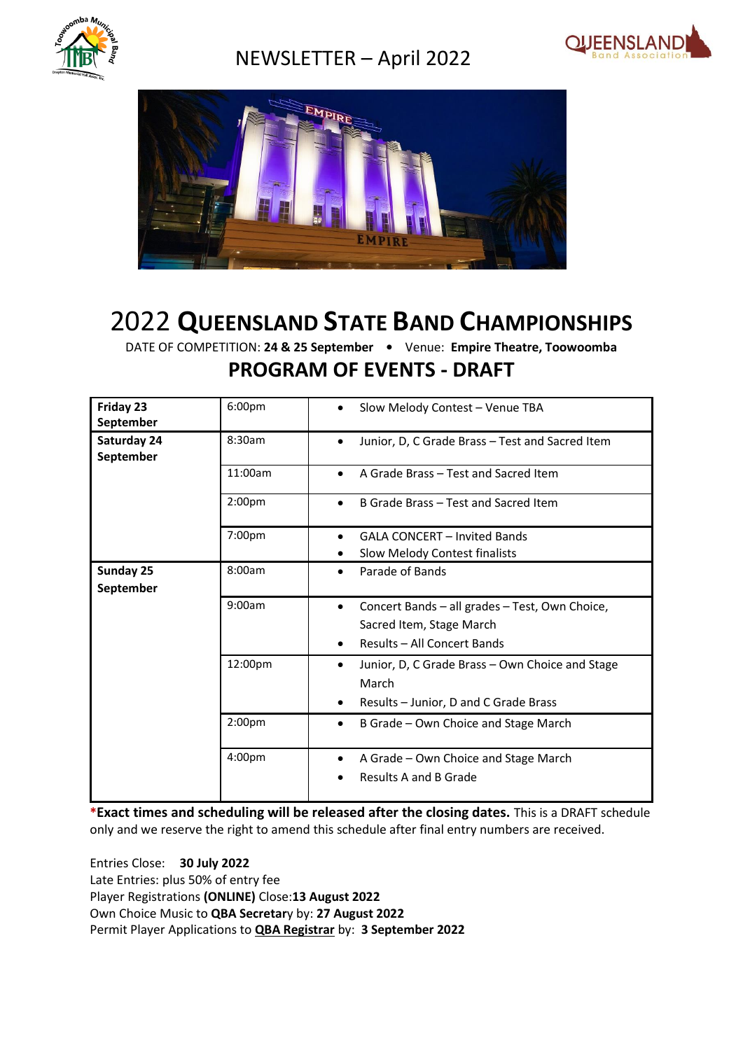NEWSLETTER – April 2022

# 2022 QUEENSLAND STATE BAND CHAMPIONSHIPS

DATE OF COMPETITION: **24 & 25 September** • Venue: **Empire Theatre, Toowoomba**

## PROGRAM OF EVENTS - DRAFT

| Day | Time | Event |
|---|---|---|
| **Friday 23 September** | 6:00pm | • Slow Melody Contest – Venue TBA |
| **Saturday 24 September** | 8:30am | • Junior, D, C Grade Brass – Test and Sacred Item |
| | 11:00am | • A Grade Brass – Test and Sacred Item |
| | 2:00pm | • B Grade Brass – Test and Sacred Item |
| | 7:00pm | • GALA CONCERT – Invited Bands<br>• Slow Melody Contest finalists |
| **Sunday 25 September** | 8:00am | • Parade of Bands |
| | 9:00am | • Concert Bands – all grades – Test, Own Choice, Sacred Item, Stage March<br>• Results – All Concert Bands |
| | 12:00pm | • Junior, D, C Grade Brass – Own Choice and Stage March<br>• Results – Junior, D and C Grade Brass |
| | 2:00pm | • B Grade – Own Choice and Stage March |
| | 4:00pm | • A Grade – Own Choice and Stage March<br>• Results A and B Grade |

***Exact times and scheduling will be released after the closing dates.** This is a DRAFT schedule only and we reserve the right to amend this schedule after final entry numbers are received.

Entries Close: **30 July 2022**
Late Entries: plus 50% of entry fee
Player Registrations **(ONLINE)** Close:**13 August 2022**
Own Choice Music to **QBA Secretar**y by: **27 August 2022**
Permit Player Applications to **QBA Registrar** by: **3 September 2022**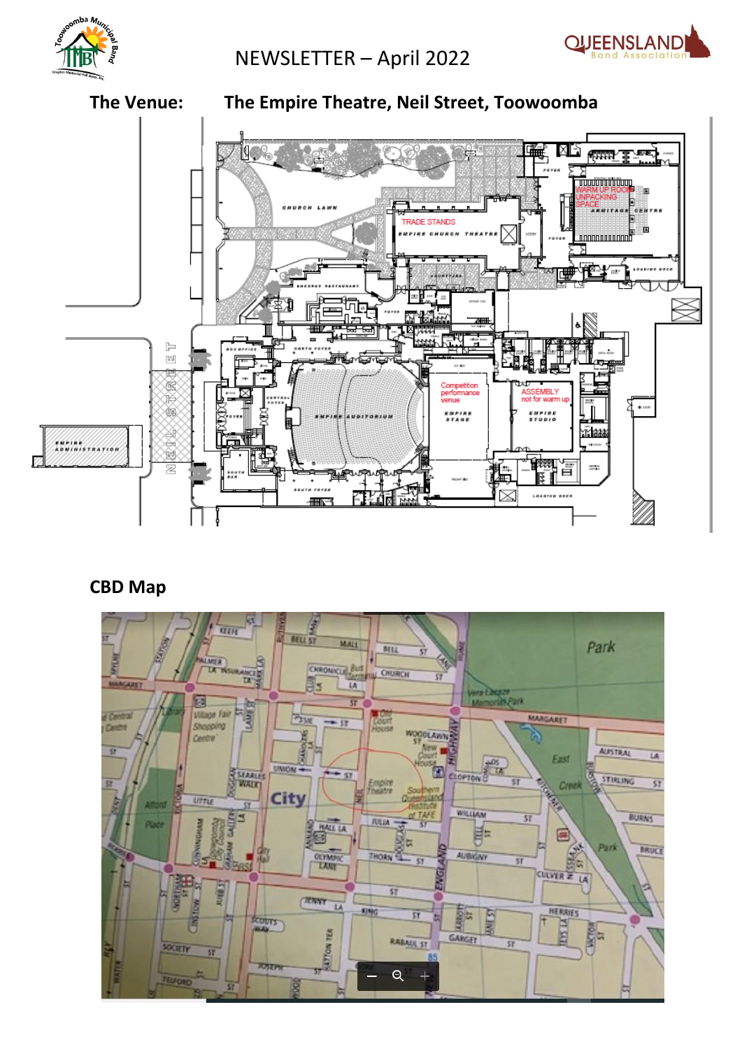NEWSLETTER – April 2022

**The Venue:** **The Empire Theatre, Neil Street, Toowoomba**

**CBD Map**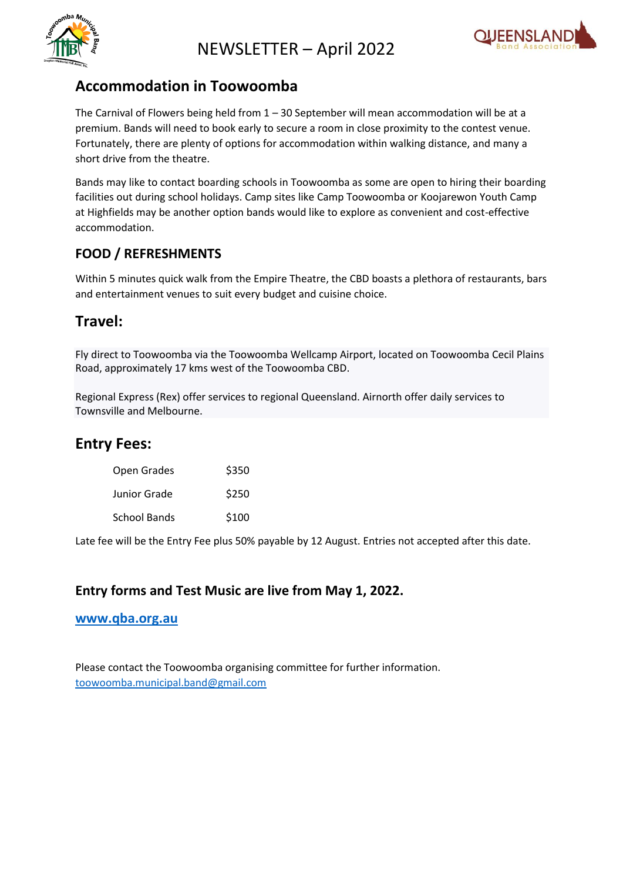## Accommodation in Toowoomba

The Carnival of Flowers being held from 1 – 30 September will mean accommodation will be at a premium. Bands will need to book early to secure a room in close proximity to the contest venue. Fortunately, there are plenty of options for accommodation within walking distance, and many a short drive from the theatre.

Bands may like to contact boarding schools in Toowoomba as some are open to hiring their boarding facilities out during school holidays. Camp sites like Camp Toowoomba or Koojarewon Youth Camp at Highfields may be another option bands would like to explore as convenient and cost-effective accommodation.

### FOOD / REFRESHMENTS

Within 5 minutes quick walk from the Empire Theatre, the CBD boasts a plethora of restaurants, bars and entertainment venues to suit every budget and cuisine choice.

## Travel:

Fly direct to Toowoomba via the Toowoomba Wellcamp Airport, located on Toowoomba Cecil Plains Road, approximately 17 kms west of the Toowoomba CBD.

Regional Express (Rex) offer services to regional Queensland. Airnorth offer daily services to Townsville and Melbourne.

## Entry Fees:

| | |
|---|---|
| Open Grades | $350 |
| Junior Grade | $250 |
| School Bands | $100 |

Late fee will be the Entry Fee plus 50% payable by 12 August. Entries not accepted after this date.

### Entry forms and Test Music are live from May 1, 2022.

**www.qba.org.au**

Please contact the Toowoomba organising committee for further information.
toowoomba.municipal.band@gmail.com